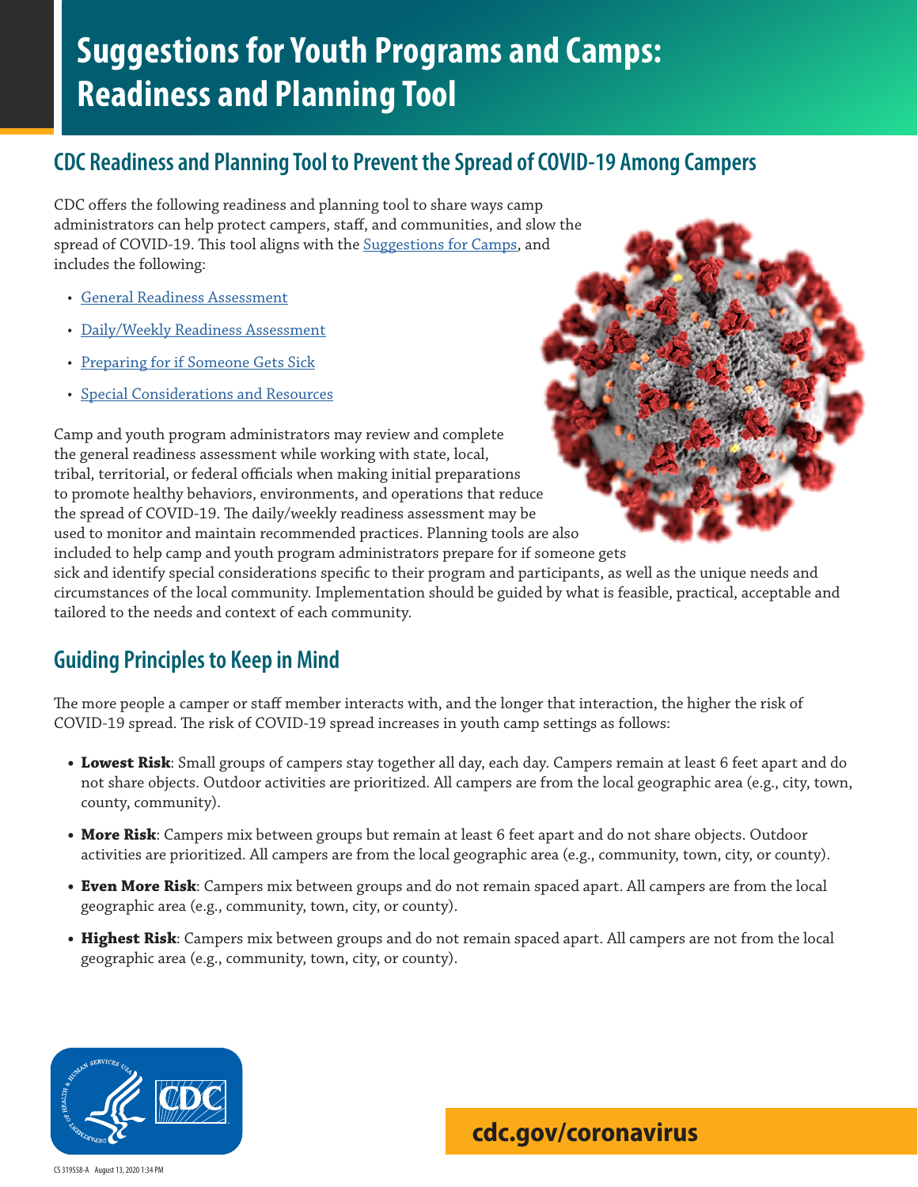# Suggestions for Youth Programs and Camps: Readiness and Planning Tool

## CDC Readiness and Planning Tool to Prevent the Spread of COVID-19 Among Campers

CDC offers the following readiness and planning tool to share ways camp administrators can help protect campers, staff, and communities, and slow the spread of COVID-19. This tool aligns with the Suggestions for Camps, and includes the following:

- General Readiness Assessment
- Daily/Weekly Readiness Assessment
- Preparing for if Someone Gets Sick
- Special Considerations and Resources

Camp and youth program administrators may review and complete the general readiness assessment while working with state, local, tribal, territorial, or federal officials when making initial preparations to promote healthy behaviors, environments, and operations that reduce the spread of COVID-19. The daily/weekly readiness assessment may be used to monitor and maintain recommended practices. Planning tools are also included to help camp and youth program administrators prepare for if someone gets sick and identify special considerations specific to their program and participants, as well as the unique needs and circumstances of the local community. Implementation should be guided by what is feasible, practical, acceptable and tailored to the needs and context of each community.

## Guiding Principles to Keep in Mind

The more people a camper or staff member interacts with, and the longer that interaction, the higher the risk of COVID-19 spread. The risk of COVID-19 spread increases in youth camp settings as follows:

- **Lowest Risk**: Small groups of campers stay together all day, each day. Campers remain at least 6 feet apart and do not share objects. Outdoor activities are prioritized. All campers are from the local geographic area (e.g., city, town, county, community).
- **More Risk**: Campers mix between groups but remain at least 6 feet apart and do not share objects. Outdoor activities are prioritized. All campers are from the local geographic area (e.g., community, town, city, or county).
- **Even More Risk**: Campers mix between groups and do not remain spaced apart. All campers are from the local geographic area (e.g., community, town, city, or county).
- **Highest Risk**: Campers mix between groups and do not remain spaced apart. All campers are not from the local geographic area (e.g., community, town, city, or county).

cdc.gov/coronavirus

CS 319558-A August 13, 2020 1:34 PM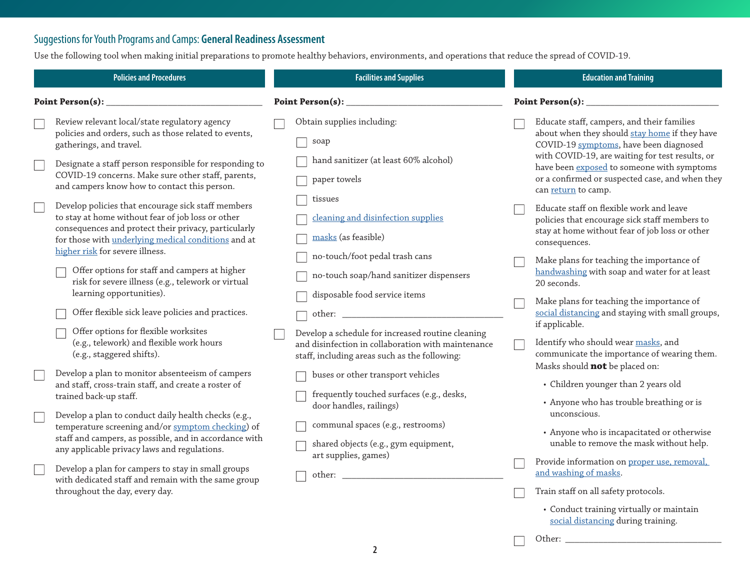## Suggestions for Youth Programs and Camps: **General Readiness Assessment**

Use the following tool when making initial preparations to promote healthy behaviors, environments, and operations that reduce the spread of COVID-19.

### Policies and Procedures

**Point Person(s):** ____________________

- [ ] Review relevant local/state regulatory agency policies and orders, such as those related to events, gatherings, and travel.
- [ ] Designate a staff person responsible for responding to COVID-19 concerns. Make sure other staff, parents, and campers know how to contact this person.
- [ ] Develop policies that encourage sick staff members to stay at home without fear of job loss or other consequences and protect their privacy, particularly for those with underlying medical conditions and at higher risk for severe illness.
  - [ ] Offer options for staff and campers at higher risk for severe illness (e.g., telework or virtual learning opportunities).
  - [ ] Offer flexible sick leave policies and practices.
  - [ ] Offer options for flexible worksites (e.g., telework) and flexible work hours (e.g., staggered shifts).
- [ ] Develop a plan to monitor absenteeism of campers and staff, cross-train staff, and create a roster of trained back-up staff.
- [ ] Develop a plan to conduct daily health checks (e.g., temperature screening and/or symptom checking) of staff and campers, as possible, and in accordance with any applicable privacy laws and regulations.
- [ ] Develop a plan for campers to stay in small groups with dedicated staff and remain with the same group throughout the day, every day.

### Facilities and Supplies

**Point Person(s):** ____________________

- [ ] Obtain supplies including:
  - [ ] soap
  - [ ] hand sanitizer (at least 60% alcohol)
  - [ ] paper towels
  - [ ] tissues
  - [ ] cleaning and disinfection supplies
  - [ ] masks (as feasible)
  - [ ] no-touch/foot pedal trash cans
  - [ ] no-touch soap/hand sanitizer dispensers
  - [ ] disposable food service items
  - [ ] other: ____________________
- [ ] Develop a schedule for increased routine cleaning and disinfection in collaboration with maintenance staff, including areas such as the following:
  - [ ] buses or other transport vehicles
  - [ ] frequently touched surfaces (e.g., desks, door handles, railings)
  - [ ] communal spaces (e.g., restrooms)
  - [ ] shared objects (e.g., gym equipment, art supplies, games)
  - [ ] other: ____________________

### Education and Training

**Point Person(s):** ____________________

- [ ] Educate staff, campers, and their families about when they should stay home if they have COVID-19 symptoms, have been diagnosed with COVID-19, are waiting for test results, or have been exposed to someone with symptoms or a confirmed or suspected case, and when they can return to camp.
- [ ] Educate staff on flexible work and leave policies that encourage sick staff members to stay at home without fear of job loss or other consequences.
- [ ] Make plans for teaching the importance of handwashing with soap and water for at least 20 seconds.
- [ ] Make plans for teaching the importance of social distancing and staying with small groups, if applicable.
- [ ] Identify who should wear masks, and communicate the importance of wearing them. Masks should **not** be placed on:
  - Children younger than 2 years old
  - Anyone who has trouble breathing or is unconscious.
  - Anyone who is incapacitated or otherwise unable to remove the mask without help.
- [ ] Provide information on proper use, removal, and washing of masks.
- [ ] Train staff on all safety protocols.
  - Conduct training virtually or maintain social distancing during training.
- [ ] Other: ____________________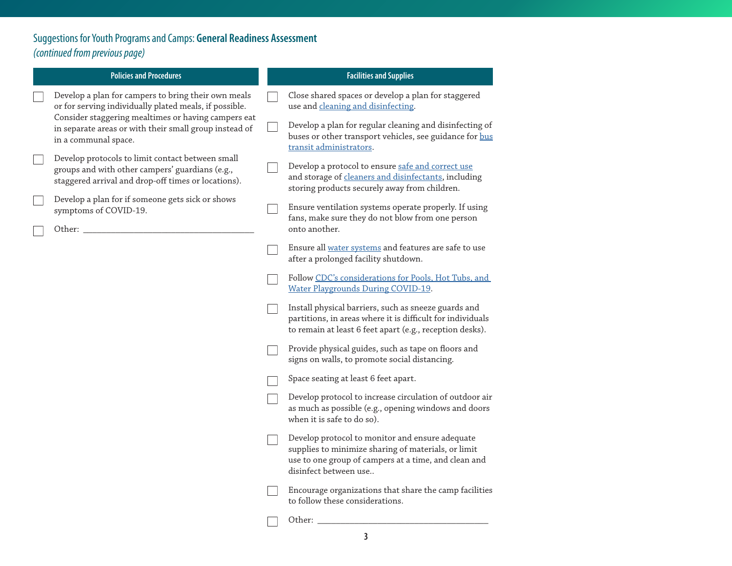## Suggestions for Youth Programs and Camps: **General Readiness Assessment**

*(continued from previous page)*

### Policies and Procedures

- [ ] Develop a plan for campers to bring their own meals or for serving individually plated meals, if possible. Consider staggering mealtimes or having campers eat in separate areas or with their small group instead of in a communal space.
- [ ] Develop protocols to limit contact between small groups and with other campers' guardians (e.g., staggered arrival and drop-off times or locations).
- [ ] Develop a plan for if someone gets sick or shows symptoms of COVID-19.
- [ ] Other: ______________________________________

### Facilities and Supplies

- [ ] Close shared spaces or develop a plan for staggered use and cleaning and disinfecting.
- [ ] Develop a plan for regular cleaning and disinfecting of buses or other transport vehicles, see guidance for bus transit administrators.
- [ ] Develop a protocol to ensure safe and correct use and storage of cleaners and disinfectants, including storing products securely away from children.
- [ ] Ensure ventilation systems operate properly. If using fans, make sure they do not blow from one person onto another.
- [ ] Ensure all water systems and features are safe to use after a prolonged facility shutdown.
- [ ] Follow CDC's considerations for Pools, Hot Tubs, and Water Playgrounds During COVID-19.
- [ ] Install physical barriers, such as sneeze guards and partitions, in areas where it is difficult for individuals to remain at least 6 feet apart (e.g., reception desks).
- [ ] Provide physical guides, such as tape on floors and signs on walls, to promote social distancing.
- [ ] Space seating at least 6 feet apart.
- [ ] Develop protocol to increase circulation of outdoor air as much as possible (e.g., opening windows and doors when it is safe to do so).
- [ ] Develop protocol to monitor and ensure adequate supplies to minimize sharing of materials, or limit use to one group of campers at a time, and clean and disinfect between use..
- [ ] Encourage organizations that share the camp facilities to follow these considerations.
- [ ] Other: ______________________________________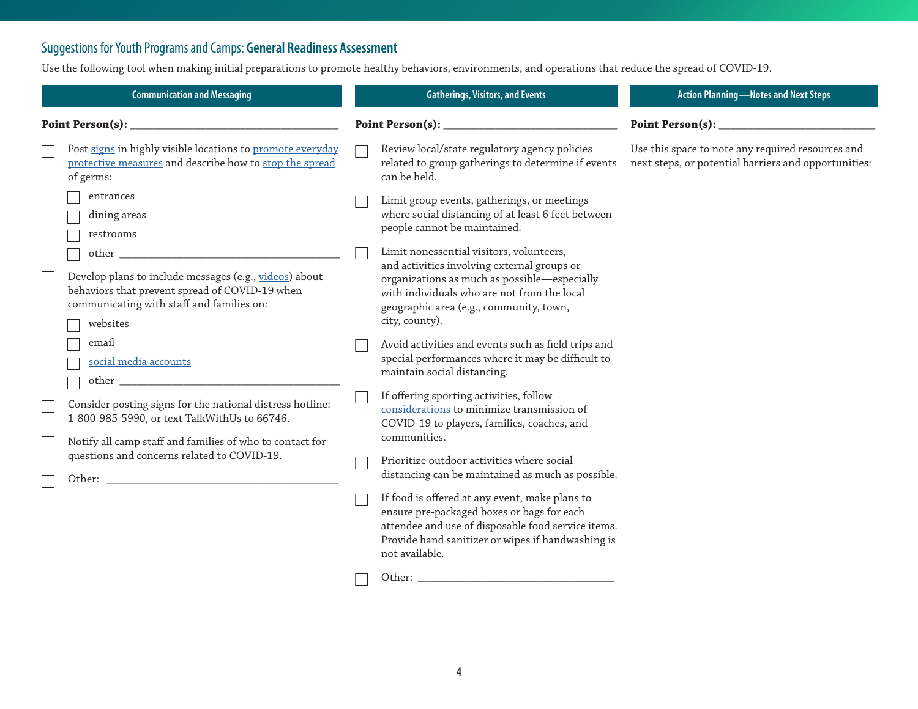## Suggestions for Youth Programs and Camps: **General Readiness Assessment**

Use the following tool when making initial preparations to promote healthy behaviors, environments, and operations that reduce the spread of COVID-19.

### Communication and Messaging

**Point Person(s):** ___________________________________

- [ ] Post signs in highly visible locations to promote everyday protective measures and describe how to stop the spread of germs:
  - [ ] entrances
  - [ ] dining areas
  - [ ] restrooms
  - [ ] other ___________________________________
- [ ] Develop plans to include messages (e.g., videos) about behaviors that prevent spread of COVID-19 when communicating with staff and families on:
  - [ ] websites
  - [ ] email
  - [ ] social media accounts
  - [ ] other ___________________________________
- [ ] Consider posting signs for the national distress hotline: 1-800-985-5990, or text TalkWithUs to 66746.
- [ ] Notify all camp staff and families of who to contact for questions and concerns related to COVID-19.
- [ ] Other: ___________________________________

### Gatherings, Visitors, and Events

**Point Person(s):** ___________________________________

- [ ] Review local/state regulatory agency policies related to group gatherings to determine if events can be held.
- [ ] Limit group events, gatherings, or meetings where social distancing of at least 6 feet between people cannot be maintained.
- [ ] Limit nonessential visitors, volunteers, and activities involving external groups or organizations as much as possible—especially with individuals who are not from the local geographic area (e.g., community, town, city, county).
- [ ] Avoid activities and events such as field trips and special performances where it may be difficult to maintain social distancing.
- [ ] If offering sporting activities, follow considerations to minimize transmission of COVID-19 to players, families, coaches, and communities.
- [ ] Prioritize outdoor activities where social distancing can be maintained as much as possible.
- [ ] If food is offered at any event, make plans to ensure pre-packaged boxes or bags for each attendee and use of disposable food service items. Provide hand sanitizer or wipes if handwashing is not available.
- [ ] Other: ___________________________________

### Action Planning—Notes and Next Steps

**Point Person(s):** ___________________________________

Use this space to note any required resources and next steps, or potential barriers and opportunities: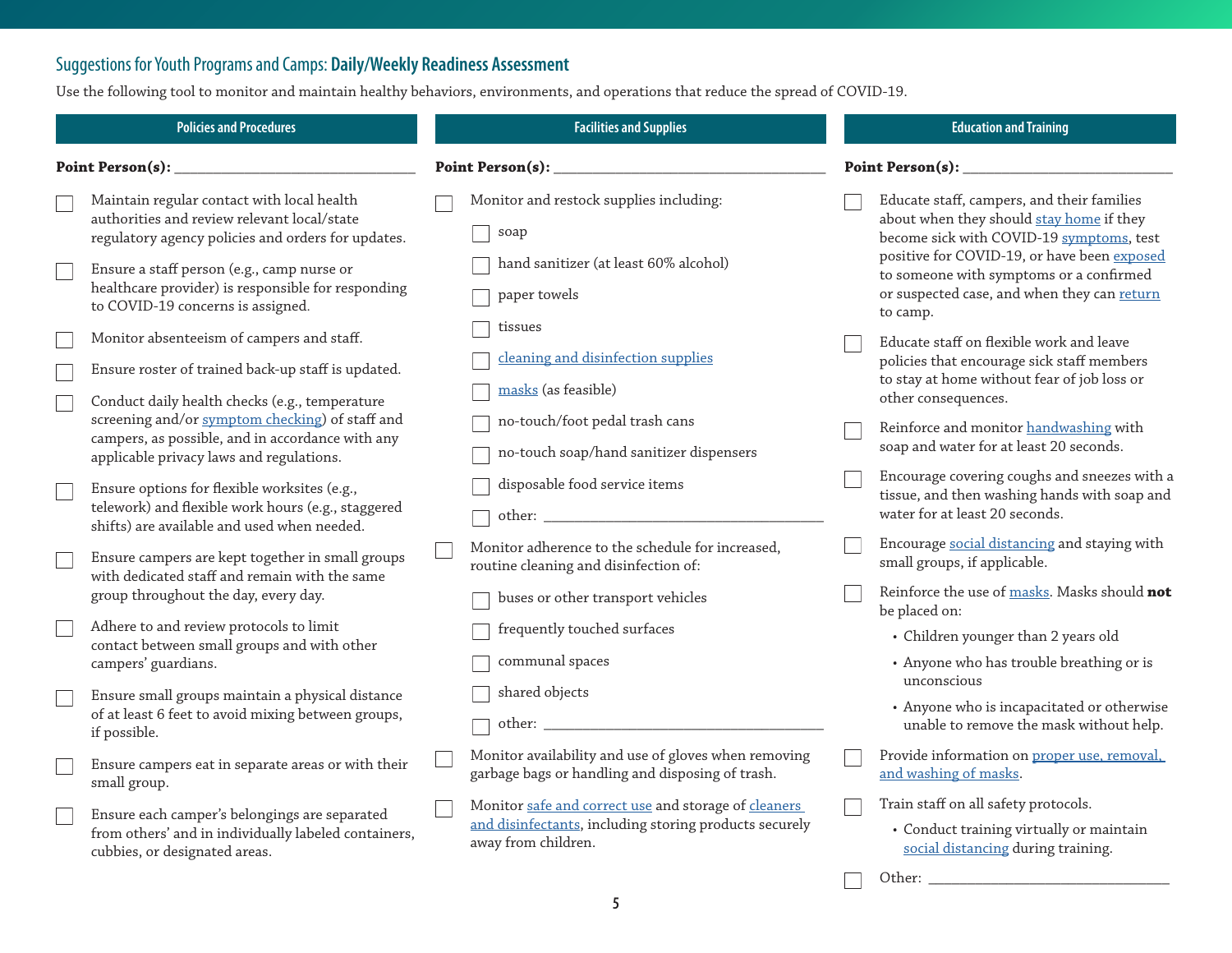## Suggestions for Youth Programs and Camps: **Daily/Weekly Readiness Assessment**

Use the following tool to monitor and maintain healthy behaviors, environments, and operations that reduce the spread of COVID-19.

### Policies and Procedures

**Point Person(s):** ______________________________

- [ ] Maintain regular contact with local health authorities and review relevant local/state regulatory agency policies and orders for updates.
- [ ] Ensure a staff person (e.g., camp nurse or healthcare provider) is responsible for responding to COVID-19 concerns is assigned.
- [ ] Monitor absenteeism of campers and staff.
- [ ] Ensure roster of trained back-up staff is updated.
- [ ] Conduct daily health checks (e.g., temperature screening and/or symptom checking) of staff and campers, as possible, and in accordance with any applicable privacy laws and regulations.
- [ ] Ensure options for flexible worksites (e.g., telework) and flexible work hours (e.g., staggered shifts) are available and used when needed.
- [ ] Ensure campers are kept together in small groups with dedicated staff and remain with the same group throughout the day, every day.
- [ ] Adhere to and review protocols to limit contact between small groups and with other campers' guardians.
- [ ] Ensure small groups maintain a physical distance of at least 6 feet to avoid mixing between groups, if possible.
- [ ] Ensure campers eat in separate areas or with their small group.
- [ ] Ensure each camper's belongings are separated from others' and in individually labeled containers, cubbies, or designated areas.

### Facilities and Supplies

**Point Person(s):** ______________________________

- [ ] Monitor and restock supplies including:
  - [ ] soap
  - [ ] hand sanitizer (at least 60% alcohol)
  - [ ] paper towels
  - [ ] tissues
  - [ ] cleaning and disinfection supplies
  - [ ] masks (as feasible)
  - [ ] no-touch/foot pedal trash cans
  - [ ] no-touch soap/hand sanitizer dispensers
  - [ ] disposable food service items
  - [ ] other: ______________________________
- [ ] Monitor adherence to the schedule for increased, routine cleaning and disinfection of:
  - [ ] buses or other transport vehicles
  - [ ] frequently touched surfaces
  - [ ] communal spaces
  - [ ] shared objects
  - [ ] other: ______________________________
- [ ] Monitor availability and use of gloves when removing garbage bags or handling and disposing of trash.
- [ ] Monitor safe and correct use and storage of cleaners and disinfectants, including storing products securely away from children.

### Education and Training

**Point Person(s):** ______________________________

- [ ] Educate staff, campers, and their families about when they should stay home if they become sick with COVID-19 symptoms, test positive for COVID-19, or have been exposed to someone with symptoms or a confirmed or suspected case, and when they can return to camp.
- [ ] Educate staff on flexible work and leave policies that encourage sick staff members to stay at home without fear of job loss or other consequences.
- [ ] Reinforce and monitor handwashing with soap and water for at least 20 seconds.
- [ ] Encourage covering coughs and sneezes with a tissue, and then washing hands with soap and water for at least 20 seconds.
- [ ] Encourage social distancing and staying with small groups, if applicable.
- [ ] Reinforce the use of masks. Masks should **not** be placed on:
  - Children younger than 2 years old
  - Anyone who has trouble breathing or is unconscious
  - Anyone who is incapacitated or otherwise unable to remove the mask without help.
- [ ] Provide information on proper use, removal, and washing of masks.
- [ ] Train staff on all safety protocols.
  - Conduct training virtually or maintain social distancing during training.
- [ ] Other: ______________________________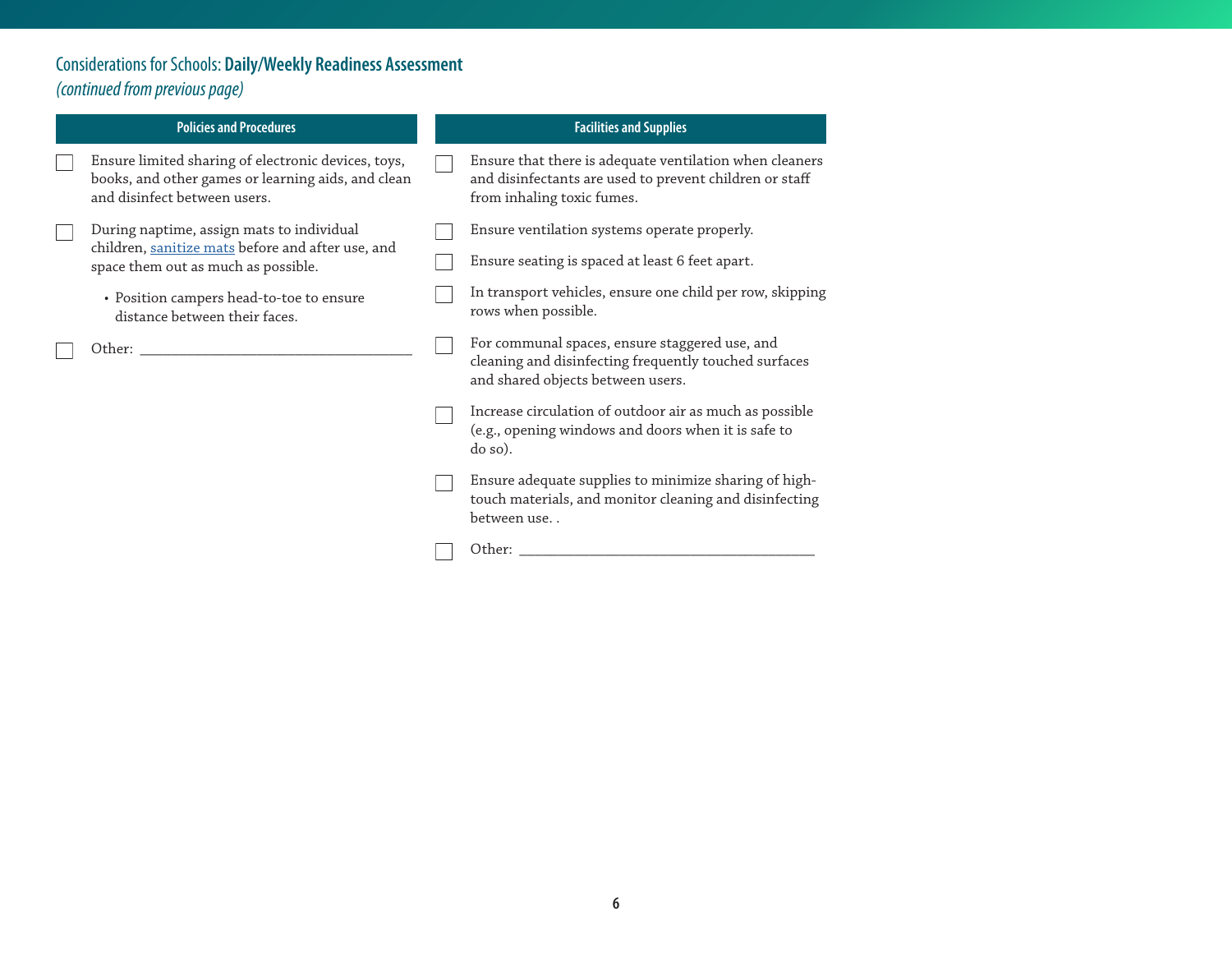## Considerations for Schools: **Daily/Weekly Readiness Assessment**

*(continued from previous page)*

### Policies and Procedures

- ☐ Ensure limited sharing of electronic devices, toys, books, and other games or learning aids, and clean and disinfect between users.
- ☐ During naptime, assign mats to individual children, sanitize mats before and after use, and space them out as much as possible.
  - Position campers head-to-toe to ensure distance between their faces.
- ☐ Other: ___________________________________

### Facilities and Supplies

- ☐ Ensure that there is adequate ventilation when cleaners and disinfectants are used to prevent children or staff from inhaling toxic fumes.
- ☐ Ensure ventilation systems operate properly.
- ☐ Ensure seating is spaced at least 6 feet apart.
- ☐ In transport vehicles, ensure one child per row, skipping rows when possible.
- ☐ For communal spaces, ensure staggered use, and cleaning and disinfecting frequently touched surfaces and shared objects between users.
- ☐ Increase circulation of outdoor air as much as possible (e.g., opening windows and doors when it is safe to do so).
- ☐ Ensure adequate supplies to minimize sharing of high-touch materials, and monitor cleaning and disinfecting between use. .
- ☐ Other: ___________________________________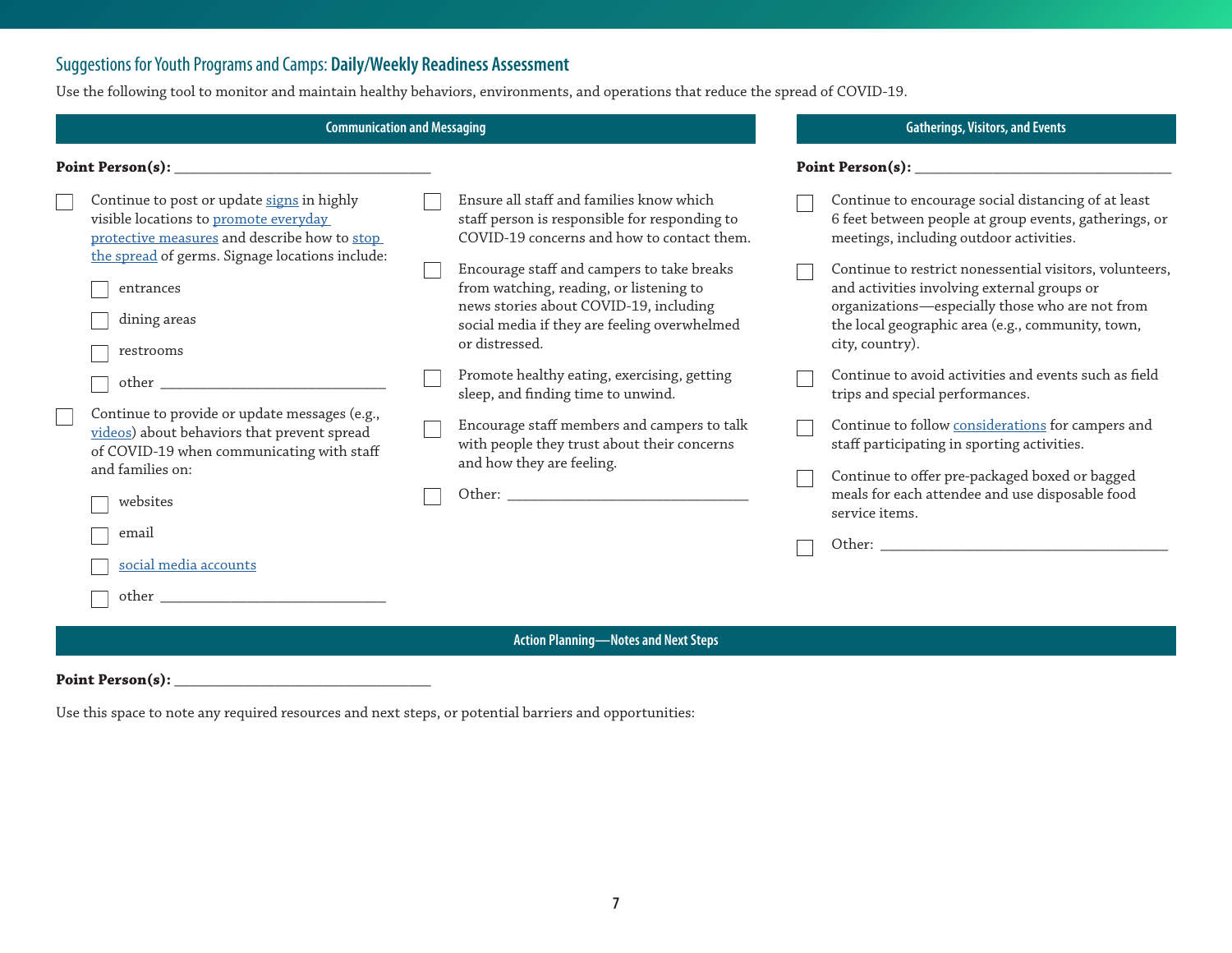## Suggestions for Youth Programs and Camps: **Daily/Weekly Readiness Assessment**

Use the following tool to monitor and maintain healthy behaviors, environments, and operations that reduce the spread of COVID-19.

### Communication and Messaging

**Point Person(s):** ___________________________

- ☐ Continue to post or update signs in highly visible locations to promote everyday protective measures and describe how to stop the spread of germs. Signage locations include:
  - ☐ entrances
  - ☐ dining areas
  - ☐ restrooms
  - ☐ other ___________________________
- ☐ Continue to provide or update messages (e.g., videos) about behaviors that prevent spread of COVID-19 when communicating with staff and families on:
  - ☐ websites
  - ☐ email
  - ☐ social media accounts
  - ☐ other ___________________________
- ☐ Ensure all staff and families know which staff person is responsible for responding to COVID-19 concerns and how to contact them.
- ☐ Encourage staff and campers to take breaks from watching, reading, or listening to news stories about COVID-19, including social media if they are feeling overwhelmed or distressed.
- ☐ Promote healthy eating, exercising, getting sleep, and finding time to unwind.
- ☐ Encourage staff members and campers to talk with people they trust about their concerns and how they are feeling.
- ☐ Other: ___________________________

### Gatherings, Visitors, and Events

**Point Person(s):** ___________________________

- ☐ Continue to encourage social distancing of at least 6 feet between people at group events, gatherings, or meetings, including outdoor activities.
- ☐ Continue to restrict nonessential visitors, volunteers, and activities involving external groups or organizations—especially those who are not from the local geographic area (e.g., community, town, city, country).
- ☐ Continue to avoid activities and events such as field trips and special performances.
- ☐ Continue to follow considerations for campers and staff participating in sporting activities.
- ☐ Continue to offer pre-packaged boxed or bagged meals for each attendee and use disposable food service items.
- ☐ Other: ___________________________

### Action Planning—Notes and Next Steps

**Point Person(s):** ___________________________

Use this space to note any required resources and next steps, or potential barriers and opportunities: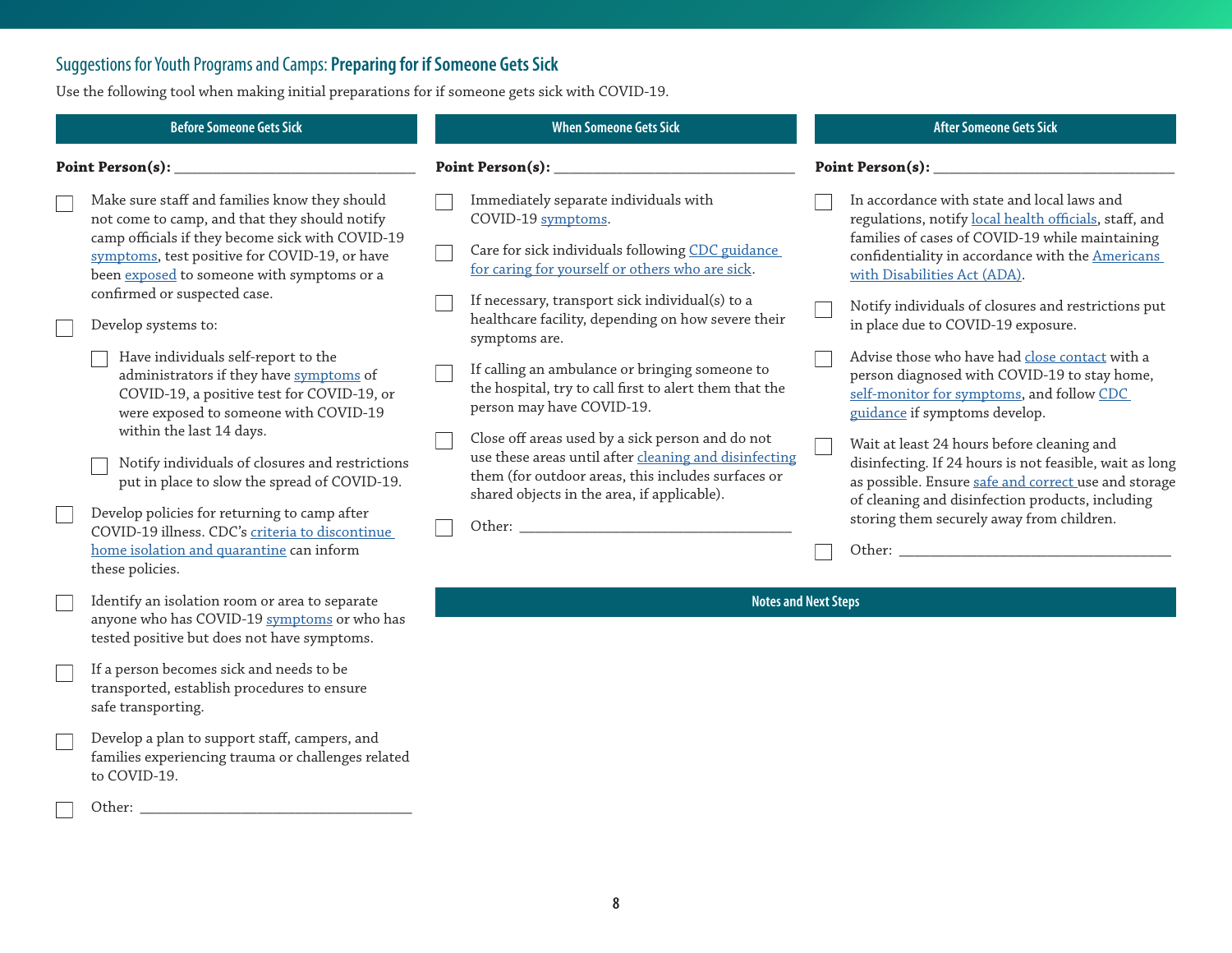## Suggestions for Youth Programs and Camps: **Preparing for if Someone Gets Sick**

Use the following tool when making initial preparations for if someone gets sick with COVID-19.

### Before Someone Gets Sick

**Point Person(s):** ______________________________

- [ ] Make sure staff and families know they should not come to camp, and that they should notify camp officials if they become sick with COVID-19 symptoms, test positive for COVID-19, or have been exposed to someone with symptoms or a confirmed or suspected case.
- [ ] Develop systems to:
  - [ ] Have individuals self-report to the administrators if they have symptoms of COVID-19, a positive test for COVID-19, or were exposed to someone with COVID-19 within the last 14 days.
  - [ ] Notify individuals of closures and restrictions put in place to slow the spread of COVID-19.
- [ ] Develop policies for returning to camp after COVID-19 illness. CDC's criteria to discontinue home isolation and quarantine can inform these policies.
- [ ] Identify an isolation room or area to separate anyone who has COVID-19 symptoms or who has tested positive but does not have symptoms.
- [ ] If a person becomes sick and needs to be transported, establish procedures to ensure safe transporting.
- [ ] Develop a plan to support staff, campers, and families experiencing trauma or challenges related to COVID-19.
- [ ] Other: ______________________________

### When Someone Gets Sick

**Point Person(s):** ______________________________

- [ ] Immediately separate individuals with COVID-19 symptoms.
- [ ] Care for sick individuals following CDC guidance for caring for yourself or others who are sick.
- [ ] If necessary, transport sick individual(s) to a healthcare facility, depending on how severe their symptoms are.
- [ ] If calling an ambulance or bringing someone to the hospital, try to call first to alert them that the person may have COVID-19.
- [ ] Close off areas used by a sick person and do not use these areas until after cleaning and disinfecting them (for outdoor areas, this includes surfaces or shared objects in the area, if applicable).
- [ ] Other: ______________________________

### After Someone Gets Sick

**Point Person(s):** ______________________________

- [ ] In accordance with state and local laws and regulations, notify local health officials, staff, and families of cases of COVID-19 while maintaining confidentiality in accordance with the Americans with Disabilities Act (ADA).
- [ ] Notify individuals of closures and restrictions put in place due to COVID-19 exposure.
- [ ] Advise those who have had close contact with a person diagnosed with COVID-19 to stay home, self-monitor for symptoms, and follow CDC guidance if symptoms develop.
- [ ] Wait at least 24 hours before cleaning and disinfecting. If 24 hours is not feasible, wait as long as possible. Ensure safe and correct use and storage of cleaning and disinfection products, including storing them securely away from children.
- [ ] Other: ______________________________

### Notes and Next Steps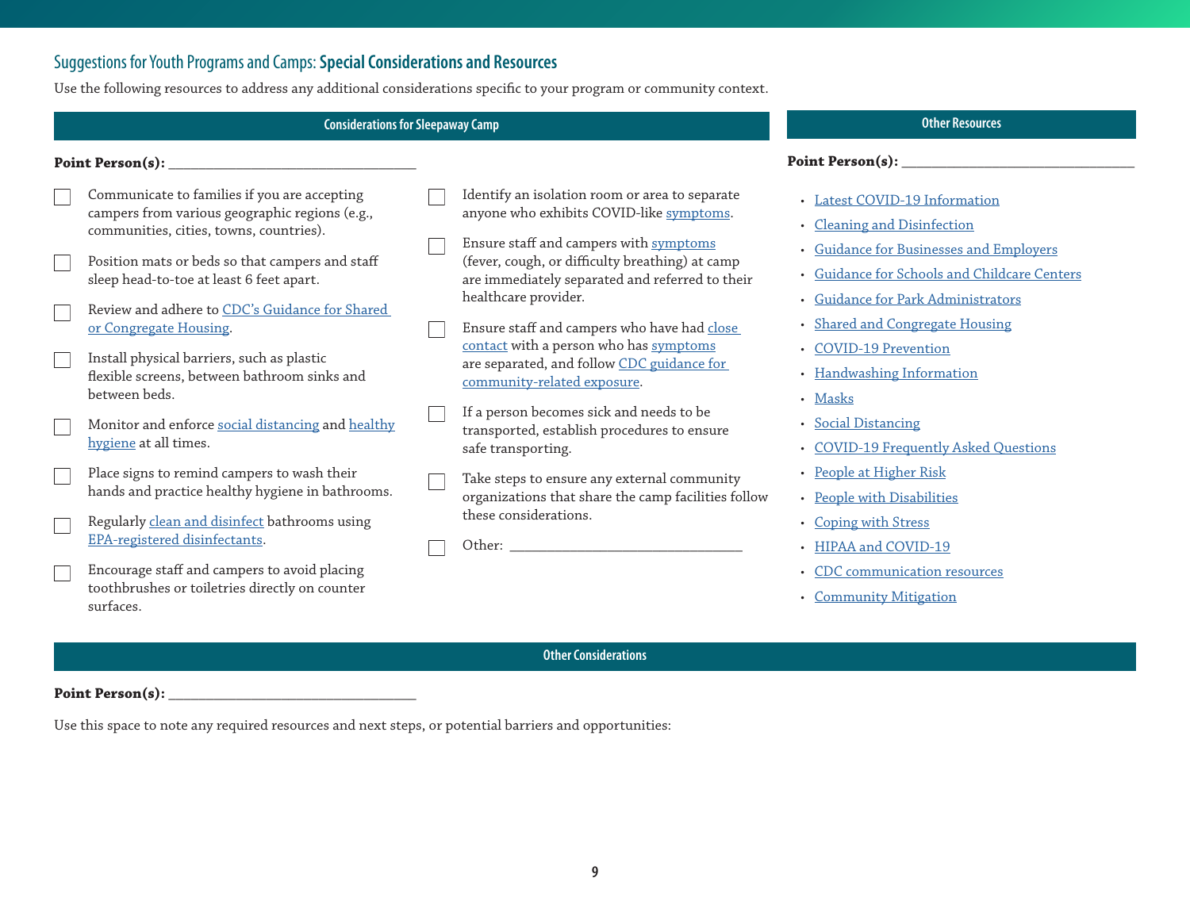## Suggestions for Youth Programs and Camps: **Special Considerations and Resources**

Use the following resources to address any additional considerations specific to your program or community context.

### Considerations for Sleepaway Camp

**Point Person(s):** ___________________________

- [ ] Communicate to families if you are accepting campers from various geographic regions (e.g., communities, cities, towns, countries).
- [ ] Position mats or beds so that campers and staff sleep head-to-toe at least 6 feet apart.
- [ ] Review and adhere to CDC's Guidance for Shared or Congregate Housing.
- [ ] Install physical barriers, such as plastic flexible screens, between bathroom sinks and between beds.
- [ ] Monitor and enforce social distancing and healthy hygiene at all times.
- [ ] Place signs to remind campers to wash their hands and practice healthy hygiene in bathrooms.
- [ ] Regularly clean and disinfect bathrooms using EPA-registered disinfectants.
- [ ] Encourage staff and campers to avoid placing toothbrushes or toiletries directly on counter surfaces.
- [ ] Identify an isolation room or area to separate anyone who exhibits COVID-like symptoms.
- [ ] Ensure staff and campers with symptoms (fever, cough, or difficulty breathing) at camp are immediately separated and referred to their healthcare provider.
- [ ] Ensure staff and campers who have had close contact with a person who has symptoms are separated, and follow CDC guidance for community-related exposure.
- [ ] If a person becomes sick and needs to be transported, establish procedures to ensure safe transporting.
- [ ] Take steps to ensure any external community organizations that share the camp facilities follow these considerations.
- [ ] Other: ___________________________

### Other Resources

**Point Person(s):** ___________________________

- Latest COVID-19 Information
- Cleaning and Disinfection
- Guidance for Businesses and Employers
- Guidance for Schools and Childcare Centers
- Guidance for Park Administrators
- Shared and Congregate Housing
- COVID-19 Prevention
- Handwashing Information
- Masks
- Social Distancing
- COVID-19 Frequently Asked Questions
- People at Higher Risk
- People with Disabilities
- Coping with Stress
- HIPAA and COVID-19
- CDC communication resources
- Community Mitigation

### Other Considerations

**Point Person(s):** ___________________________

Use this space to note any required resources and next steps, or potential barriers and opportunities: